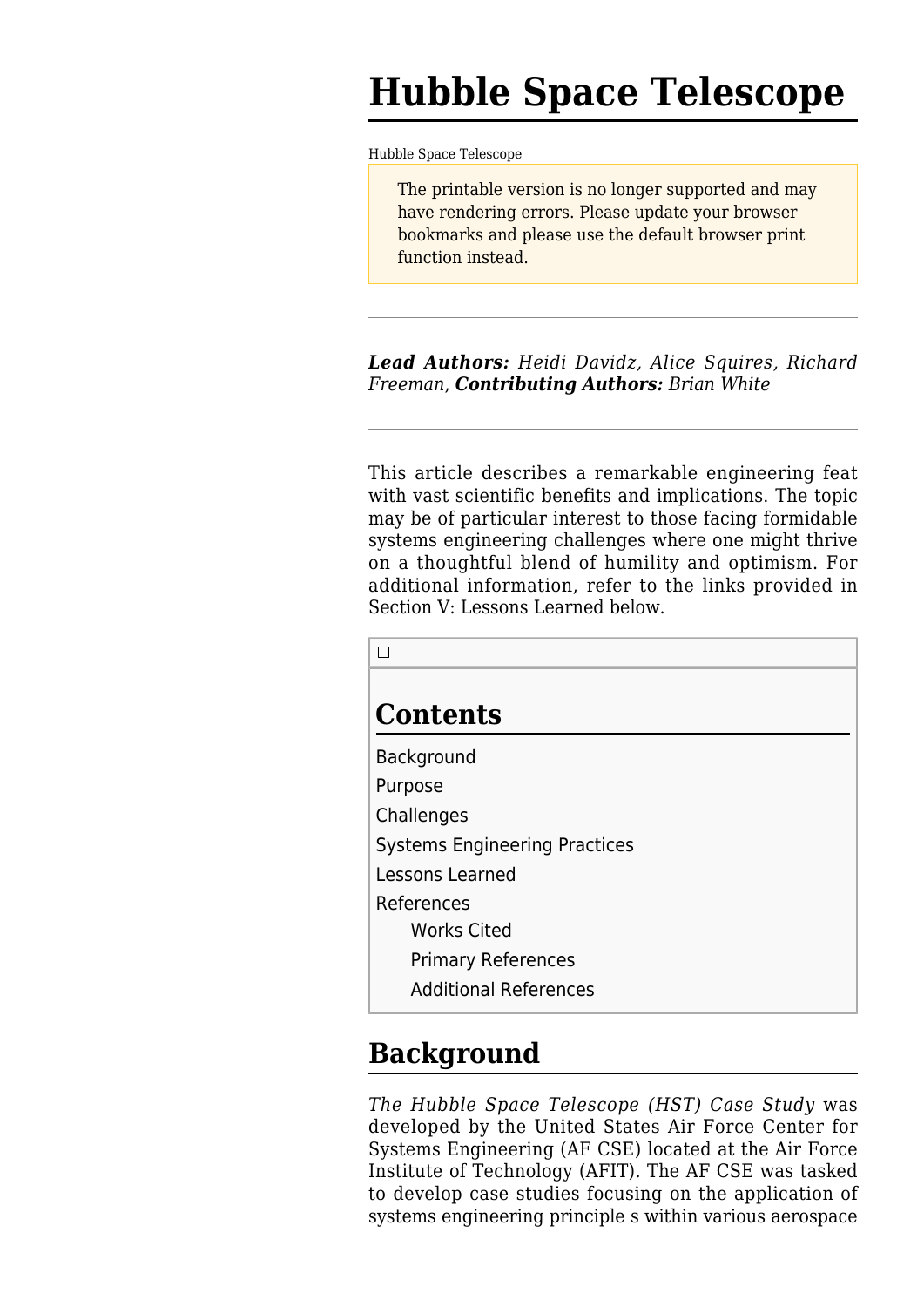# Hubble Space Telescope

Hubble Space Telescope

> The printable version is no longer supported and may have rendering errors. Please update your browser bookmarks and please use the default browser print function instead.

---

***Lead Authors:*** *Heidi Davidz, Alice Squires, Richard Freeman*, ***Contributing Authors:*** *Brian White*

---

This article describes a remarkable engineering feat with vast scientific benefits and implications. The topic may be of particular interest to those facing formidable systems engineering challenges where one might thrive on a thoughtful blend of humility and optimism. For additional information, refer to the links provided in Section V: Lessons Learned below.

## Contents

- Background
- Purpose
- Challenges
- Systems Engineering Practices
- Lessons Learned
- References
  - Works Cited
  - Primary References
  - Additional References

## Background

*The Hubble Space Telescope (HST) Case Study* was developed by the United States Air Force Center for Systems Engineering (AF CSE) located at the Air Force Institute of Technology (AFIT). The AF CSE was tasked to develop case studies focusing on the application of systems engineering principle s within various aerospace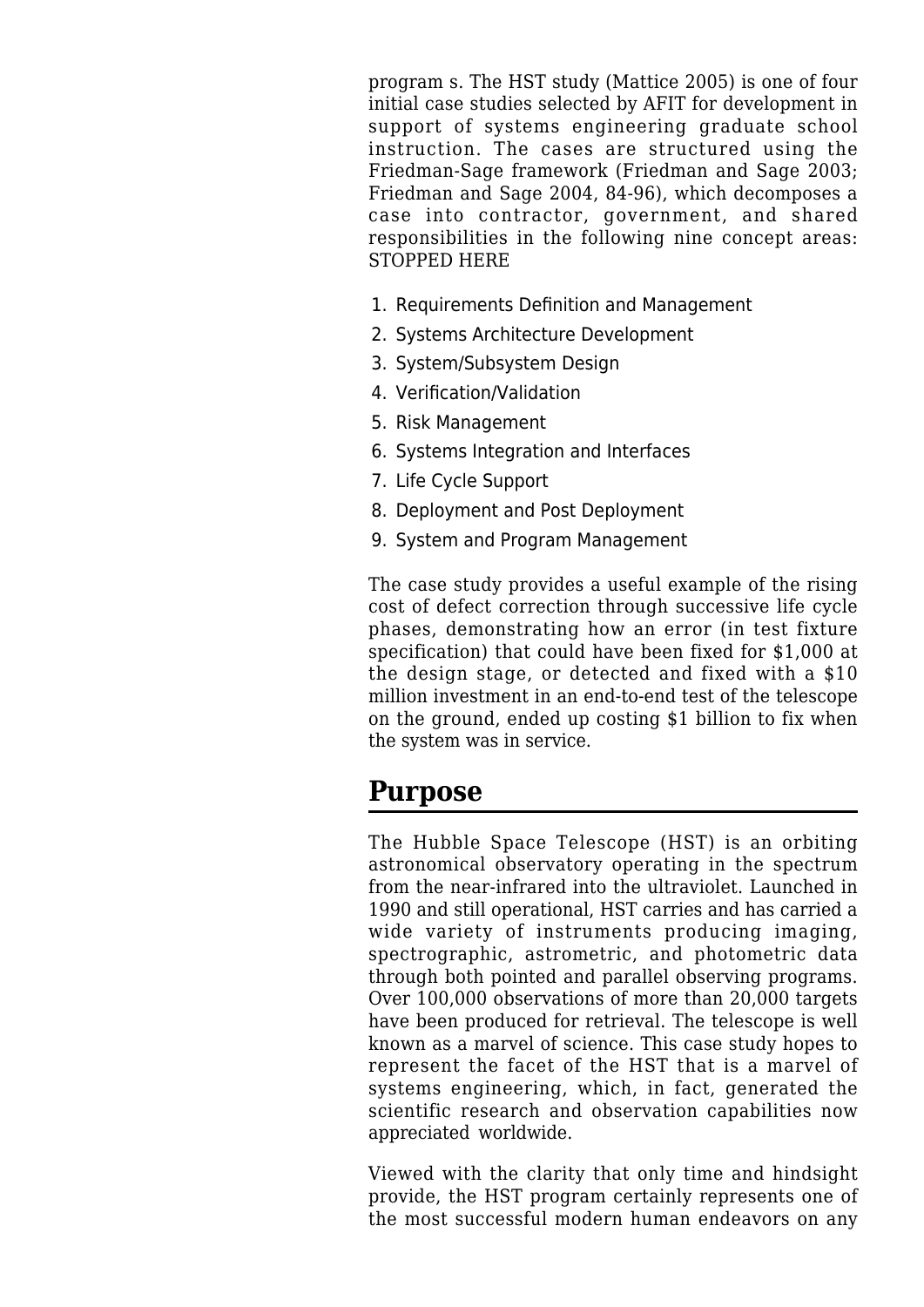program s. The HST study (Mattice 2005) is one of four initial case studies selected by AFIT for development in support of systems engineering graduate school instruction. The cases are structured using the Friedman-Sage framework (Friedman and Sage 2003; Friedman and Sage 2004, 84-96), which decomposes a case into contractor, government, and shared responsibilities in the following nine concept areas: STOPPED HERE

1. Requirements Definition and Management
2. Systems Architecture Development
3. System/Subsystem Design
4. Verification/Validation
5. Risk Management
6. Systems Integration and Interfaces
7. Life Cycle Support
8. Deployment and Post Deployment
9. System and Program Management

The case study provides a useful example of the rising cost of defect correction through successive life cycle phases, demonstrating how an error (in test fixture specification) that could have been fixed for $1,000 at the design stage, or detected and fixed with a $10 million investment in an end-to-end test of the telescope on the ground, ended up costing $1 billion to fix when the system was in service.

## Purpose

The Hubble Space Telescope (HST) is an orbiting astronomical observatory operating in the spectrum from the near-infrared into the ultraviolet. Launched in 1990 and still operational, HST carries and has carried a wide variety of instruments producing imaging, spectrographic, astrometric, and photometric data through both pointed and parallel observing programs. Over 100,000 observations of more than 20,000 targets have been produced for retrieval. The telescope is well known as a marvel of science. This case study hopes to represent the facet of the HST that is a marvel of systems engineering, which, in fact, generated the scientific research and observation capabilities now appreciated worldwide.

Viewed with the clarity that only time and hindsight provide, the HST program certainly represents one of the most successful modern human endeavors on any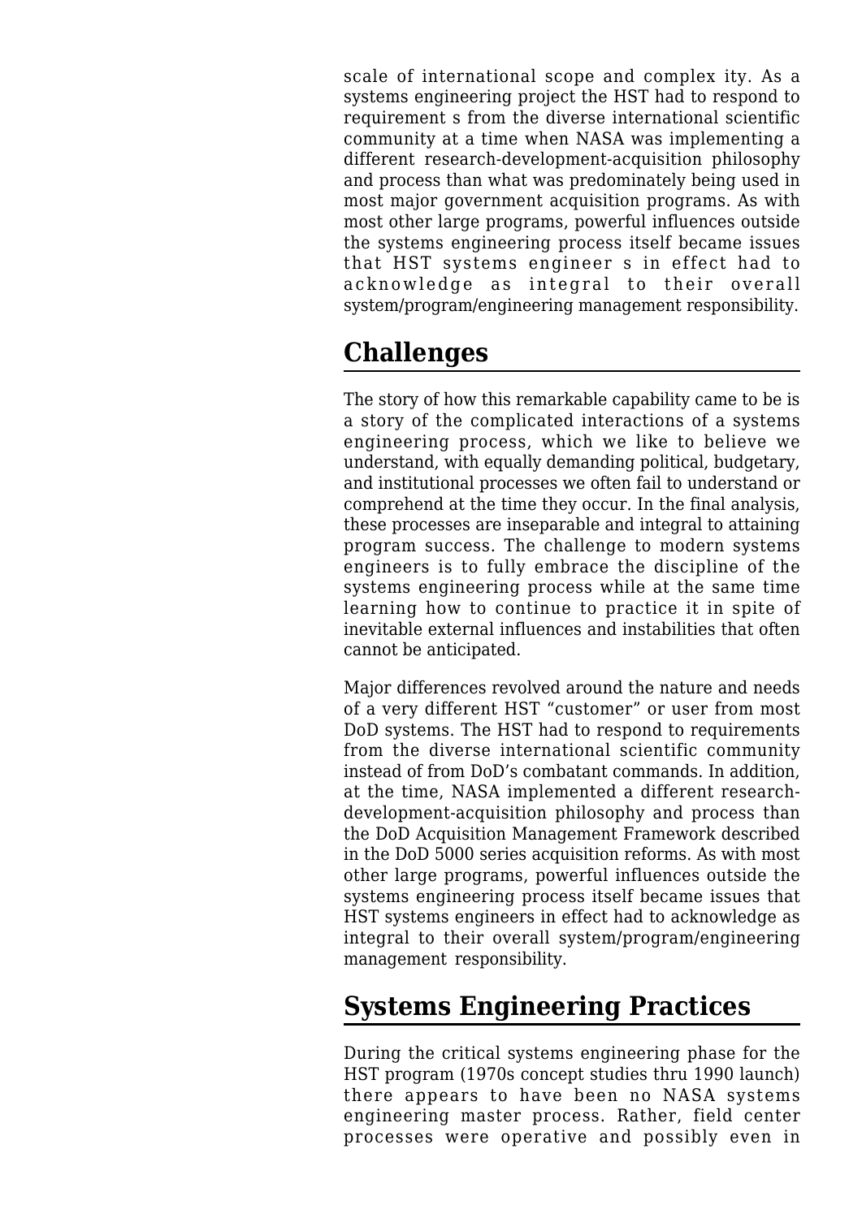scale of international scope and complex ity. As a systems engineering project the HST had to respond to requirement s from the diverse international scientific community at a time when NASA was implementing a different research-development-acquisition philosophy and process than what was predominately being used in most major government acquisition programs. As with most other large programs, powerful influences outside the systems engineering process itself became issues that HST systems engineer s in effect had to acknowledge as integral to their overall system/program/engineering management responsibility.

## Challenges

The story of how this remarkable capability came to be is a story of the complicated interactions of a systems engineering process, which we like to believe we understand, with equally demanding political, budgetary, and institutional processes we often fail to understand or comprehend at the time they occur. In the final analysis, these processes are inseparable and integral to attaining program success. The challenge to modern systems engineers is to fully embrace the discipline of the systems engineering process while at the same time learning how to continue to practice it in spite of inevitable external influences and instabilities that often cannot be anticipated.

Major differences revolved around the nature and needs of a very different HST "customer" or user from most DoD systems. The HST had to respond to requirements from the diverse international scientific community instead of from DoD's combatant commands. In addition, at the time, NASA implemented a different research-development-acquisition philosophy and process than the DoD Acquisition Management Framework described in the DoD 5000 series acquisition reforms. As with most other large programs, powerful influences outside the systems engineering process itself became issues that HST systems engineers in effect had to acknowledge as integral to their overall system/program/engineering management responsibility.

## Systems Engineering Practices

During the critical systems engineering phase for the HST program (1970s concept studies thru 1990 launch) there appears to have been no NASA systems engineering master process. Rather, field center processes were operative and possibly even in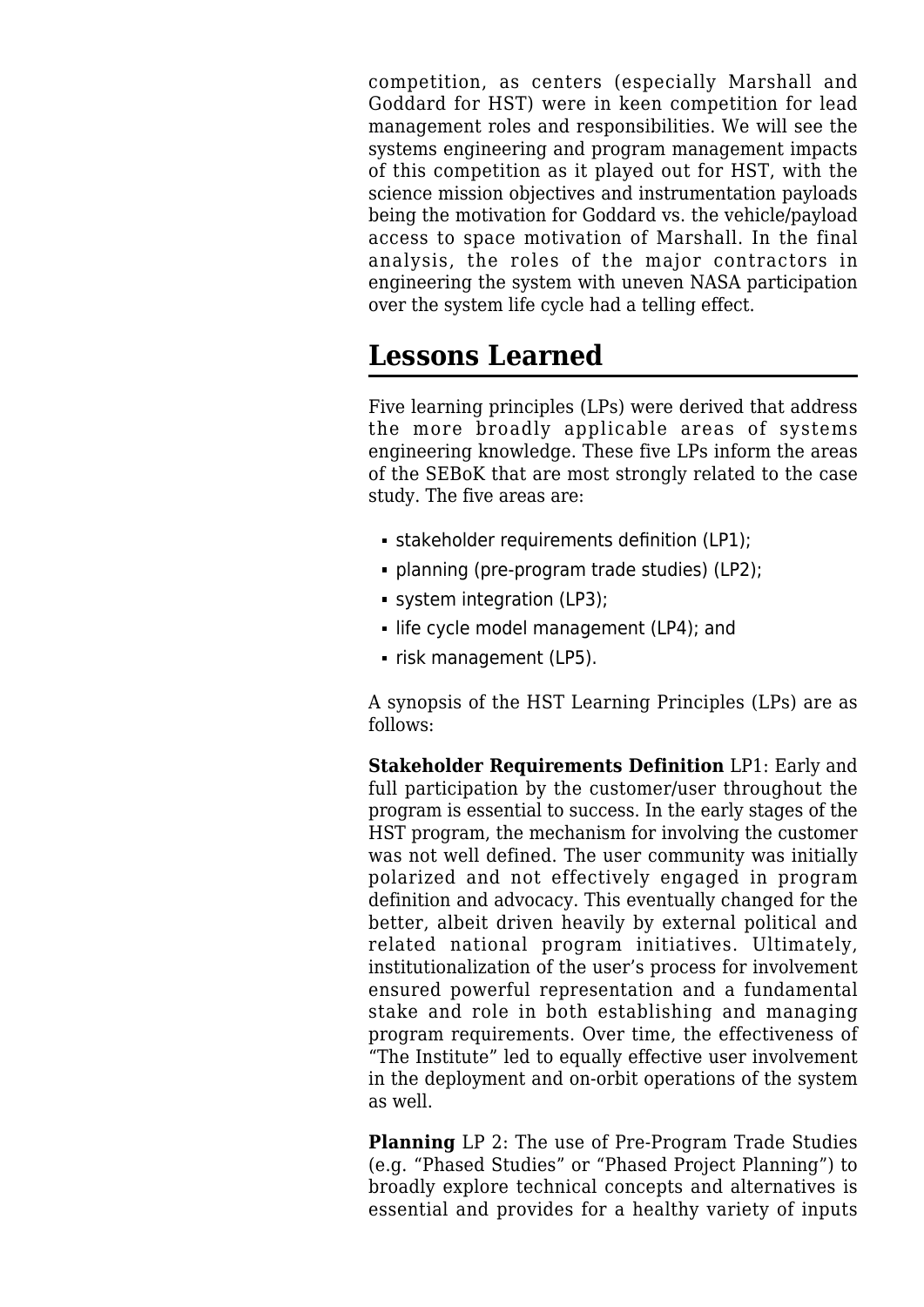competition, as centers (especially Marshall and Goddard for HST) were in keen competition for lead management roles and responsibilities. We will see the systems engineering and program management impacts of this competition as it played out for HST, with the science mission objectives and instrumentation payloads being the motivation for Goddard vs. the vehicle/payload access to space motivation of Marshall. In the final analysis, the roles of the major contractors in engineering the system with uneven NASA participation over the system life cycle had a telling effect.

## Lessons Learned

Five learning principles (LPs) were derived that address the more broadly applicable areas of systems engineering knowledge. These five LPs inform the areas of the SEBoK that are most strongly related to the case study. The five areas are:

- stakeholder requirements definition (LP1);
- planning (pre-program trade studies) (LP2);
- system integration (LP3);
- life cycle model management (LP4); and
- risk management (LP5).

A synopsis of the HST Learning Principles (LPs) are as follows:

**Stakeholder Requirements Definition** LP1: Early and full participation by the customer/user throughout the program is essential to success. In the early stages of the HST program, the mechanism for involving the customer was not well defined. The user community was initially polarized and not effectively engaged in program definition and advocacy. This eventually changed for the better, albeit driven heavily by external political and related national program initiatives. Ultimately, institutionalization of the user's process for involvement ensured powerful representation and a fundamental stake and role in both establishing and managing program requirements. Over time, the effectiveness of "The Institute" led to equally effective user involvement in the deployment and on-orbit operations of the system as well.

**Planning** LP 2: The use of Pre-Program Trade Studies (e.g. "Phased Studies" or "Phased Project Planning") to broadly explore technical concepts and alternatives is essential and provides for a healthy variety of inputs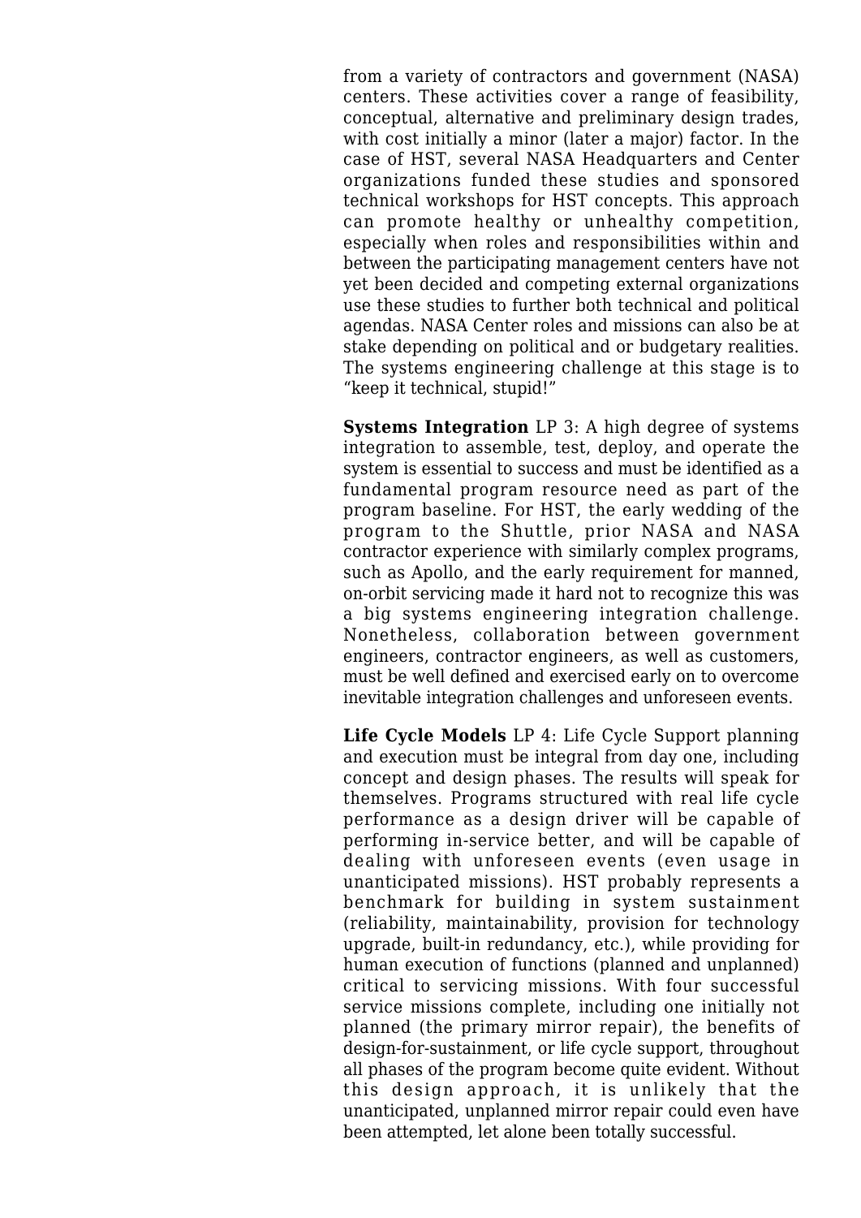from a variety of contractors and government (NASA) centers. These activities cover a range of feasibility, conceptual, alternative and preliminary design trades, with cost initially a minor (later a major) factor. In the case of HST, several NASA Headquarters and Center organizations funded these studies and sponsored technical workshops for HST concepts. This approach can promote healthy or unhealthy competition, especially when roles and responsibilities within and between the participating management centers have not yet been decided and competing external organizations use these studies to further both technical and political agendas. NASA Center roles and missions can also be at stake depending on political and or budgetary realities. The systems engineering challenge at this stage is to "keep it technical, stupid!"

**Systems Integration** LP 3: A high degree of systems integration to assemble, test, deploy, and operate the system is essential to success and must be identified as a fundamental program resource need as part of the program baseline. For HST, the early wedding of the program to the Shuttle, prior NASA and NASA contractor experience with similarly complex programs, such as Apollo, and the early requirement for manned, on-orbit servicing made it hard not to recognize this was a big systems engineering integration challenge. Nonetheless, collaboration between government engineers, contractor engineers, as well as customers, must be well defined and exercised early on to overcome inevitable integration challenges and unforeseen events.

**Life Cycle Models** LP 4: Life Cycle Support planning and execution must be integral from day one, including concept and design phases. The results will speak for themselves. Programs structured with real life cycle performance as a design driver will be capable of performing in-service better, and will be capable of dealing with unforeseen events (even usage in unanticipated missions). HST probably represents a benchmark for building in system sustainment (reliability, maintainability, provision for technology upgrade, built-in redundancy, etc.), while providing for human execution of functions (planned and unplanned) critical to servicing missions. With four successful service missions complete, including one initially not planned (the primary mirror repair), the benefits of design-for-sustainment, or life cycle support, throughout all phases of the program become quite evident. Without this design approach, it is unlikely that the unanticipated, unplanned mirror repair could even have been attempted, let alone been totally successful.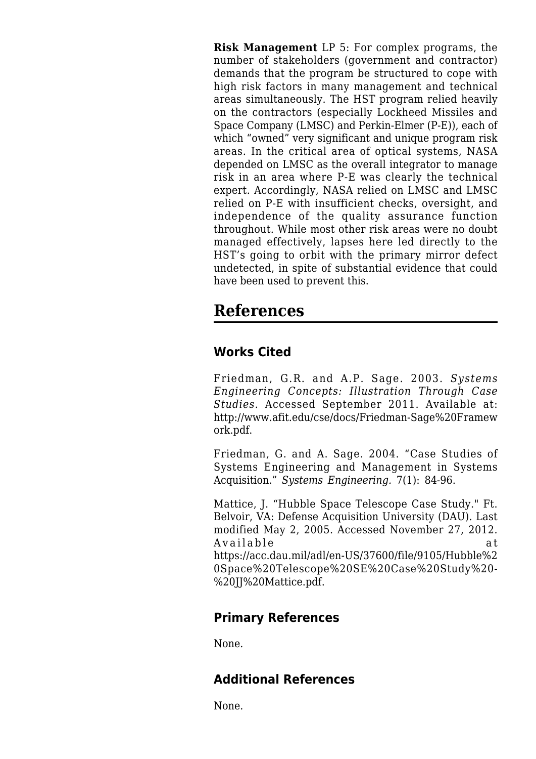**Risk Management** LP 5: For complex programs, the number of stakeholders (government and contractor) demands that the program be structured to cope with high risk factors in many management and technical areas simultaneously. The HST program relied heavily on the contractors (especially Lockheed Missiles and Space Company (LMSC) and Perkin-Elmer (P-E)), each of which "owned" very significant and unique program risk areas. In the critical area of optical systems, NASA depended on LMSC as the overall integrator to manage risk in an area where P-E was clearly the technical expert. Accordingly, NASA relied on LMSC and LMSC relied on P-E with insufficient checks, oversight, and independence of the quality assurance function throughout. While most other risk areas were no doubt managed effectively, lapses here led directly to the HST's going to orbit with the primary mirror defect undetected, in spite of substantial evidence that could have been used to prevent this.

# References

## Works Cited

Friedman, G.R. and A.P. Sage. 2003. *Systems Engineering Concepts: Illustration Through Case Studies.* Accessed September 2011. Available at: http://www.afit.edu/cse/docs/Friedman-Sage%20Framework.pdf.

Friedman, G. and A. Sage. 2004. "Case Studies of Systems Engineering and Management in Systems Acquisition." *Systems Engineering.* 7(1): 84-96.

Mattice, J. "Hubble Space Telescope Case Study." Ft. Belvoir, VA: Defense Acquisition University (DAU). Last modified May 2, 2005. Accessed November 27, 2012. Available at https://acc.dau.mil/adl/en-US/37600/file/9105/Hubble%20Space%20Telescope%20SE%20Case%20Study%20-%20JJ%20Mattice.pdf.

## Primary References

None.

## Additional References

None.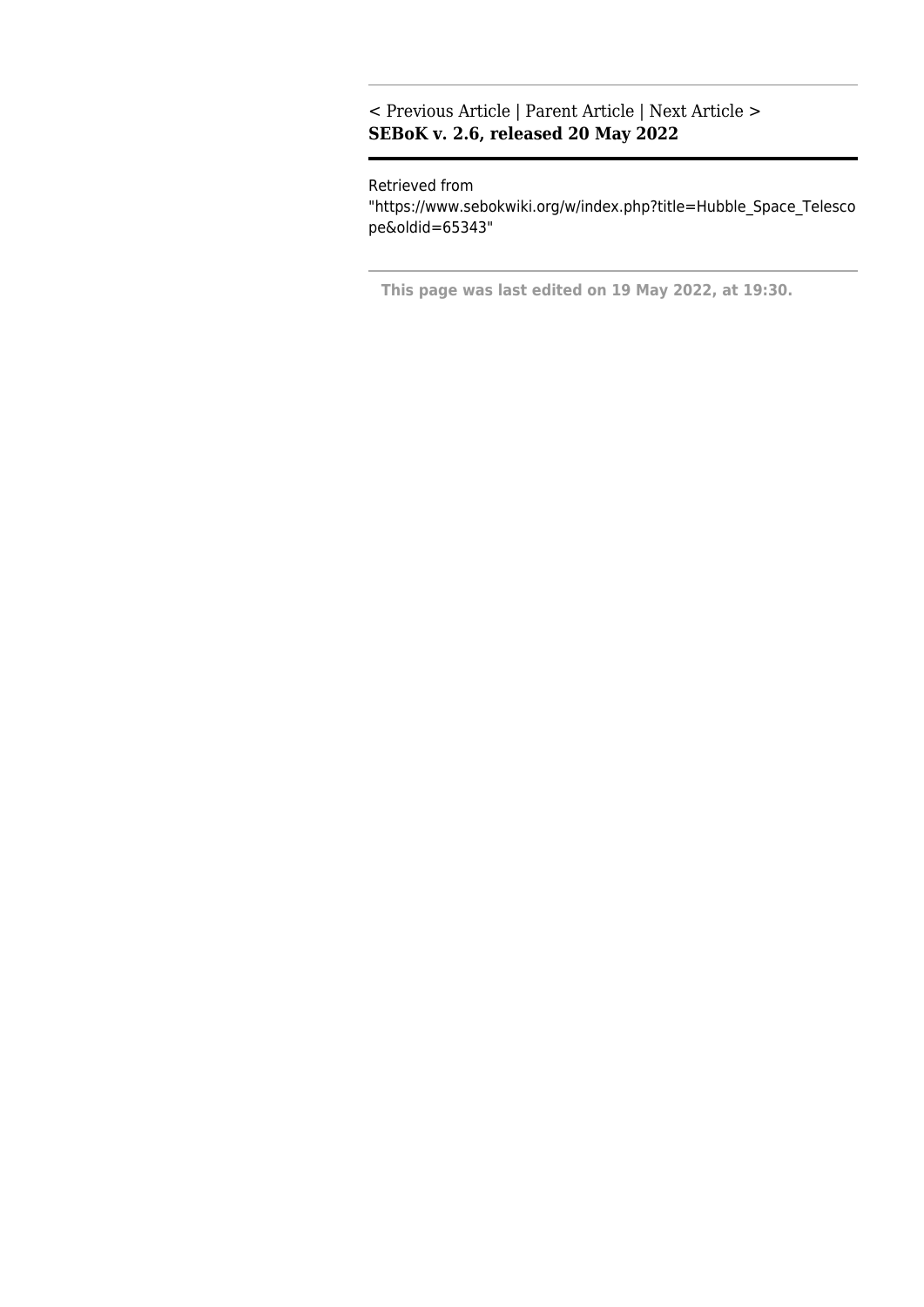< Previous Article | Parent Article | Next Article >
**SEBoK v. 2.6, released 20 May 2022**

---

Retrieved from "https://www.sebokwiki.org/w/index.php?title=Hubble_Space_Telescope&oldid=65343"

---

**This page was last edited on 19 May 2022, at 19:30.**